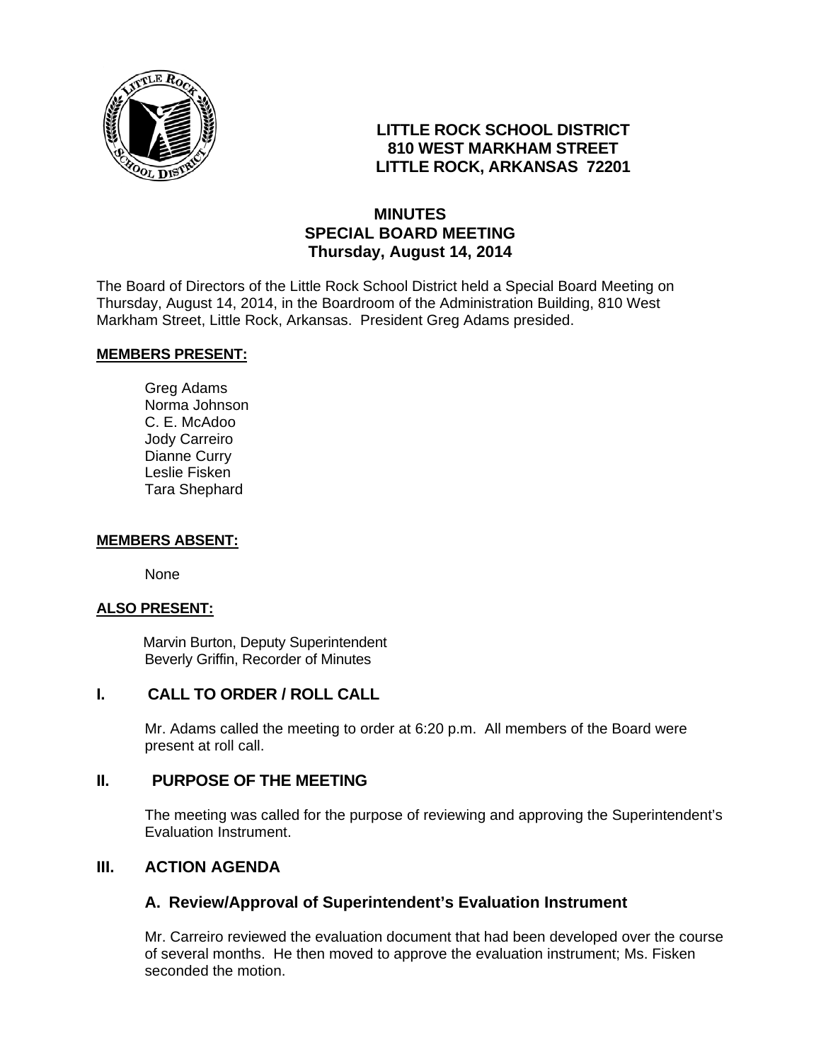**LITTLE ROCK SCHOOL DISTRICT**
**810 WEST MARKHAM STREET**
**LITTLE ROCK, ARKANSAS 72201**

# MINUTES
## SPECIAL BOARD MEETING
### Thursday, August 14, 2014

The Board of Directors of the Little Rock School District held a Special Board Meeting on Thursday, August 14, 2014, in the Boardroom of the Administration Building, 810 West Markham Street, Little Rock, Arkansas. President Greg Adams presided.

**MEMBERS PRESENT:**

Greg Adams
Norma Johnson
C. E. McAdoo
Jody Carreiro
Dianne Curry
Leslie Fisken
Tara Shephard

**MEMBERS ABSENT:**

None

**ALSO PRESENT:**

Marvin Burton, Deputy Superintendent
Beverly Griffin, Recorder of Minutes

## I. CALL TO ORDER / ROLL CALL

Mr. Adams called the meeting to order at 6:20 p.m. All members of the Board were present at roll call.

## II. PURPOSE OF THE MEETING

The meeting was called for the purpose of reviewing and approving the Superintendent's Evaluation Instrument.

## III. ACTION AGENDA

### A. Review/Approval of Superintendent's Evaluation Instrument

Mr. Carreiro reviewed the evaluation document that had been developed over the course of several months. He then moved to approve the evaluation instrument; Ms. Fisken seconded the motion.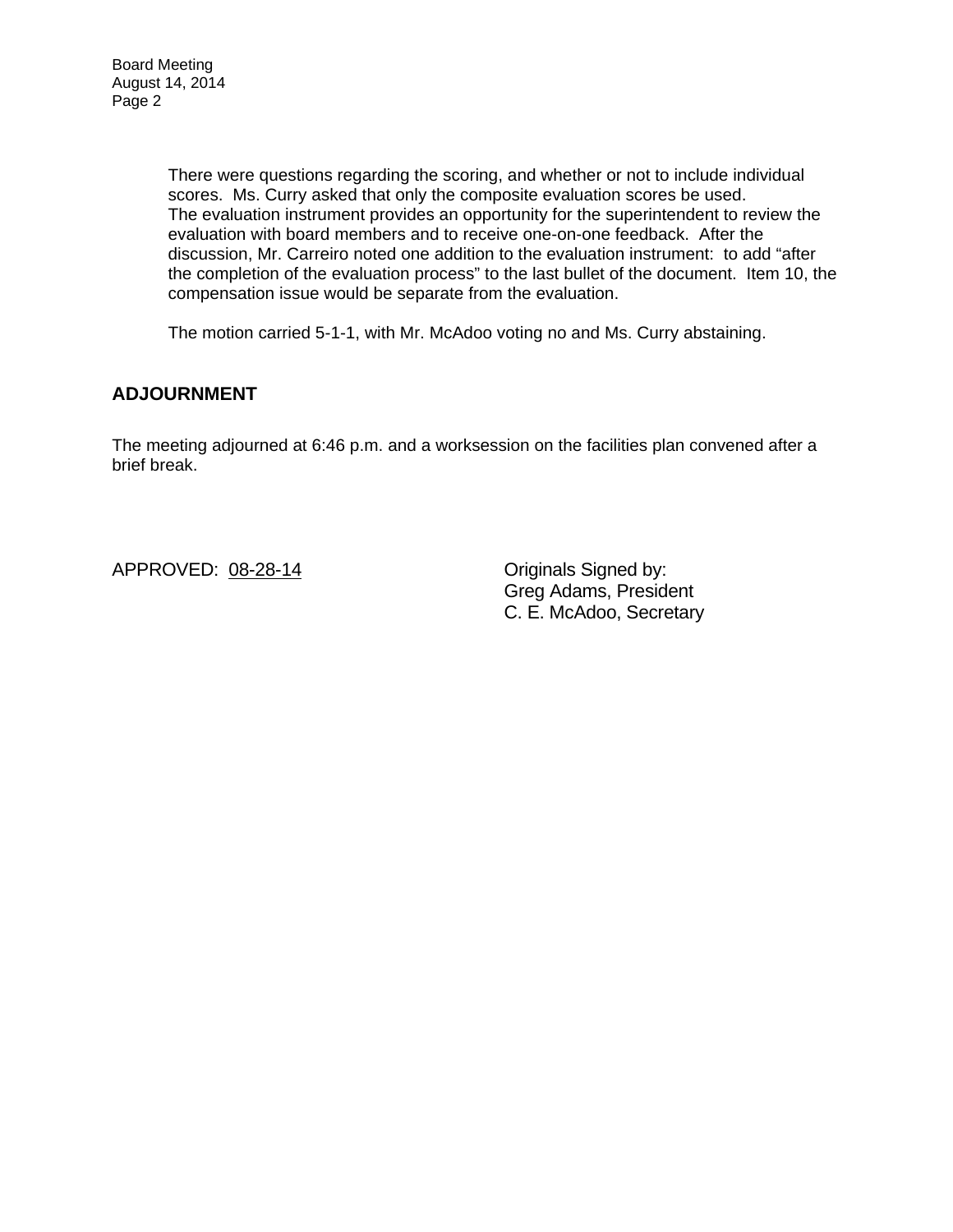There were questions regarding the scoring, and whether or not to include individual scores. Ms. Curry asked that only the composite evaluation scores be used. The evaluation instrument provides an opportunity for the superintendent to review the evaluation with board members and to receive one-on-one feedback. After the discussion, Mr. Carreiro noted one addition to the evaluation instrument: to add "after the completion of the evaluation process" to the last bullet of the document. Item 10, the compensation issue would be separate from the evaluation.

The motion carried 5-1-1, with Mr. McAdoo voting no and Ms. Curry abstaining.

## ADJOURNMENT

The meeting adjourned at 6:46 p.m. and a worksession on the facilities plan convened after a brief break.

APPROVED: 08-28-14

Originals Signed by:
Greg Adams, President
C. E. McAdoo, Secretary